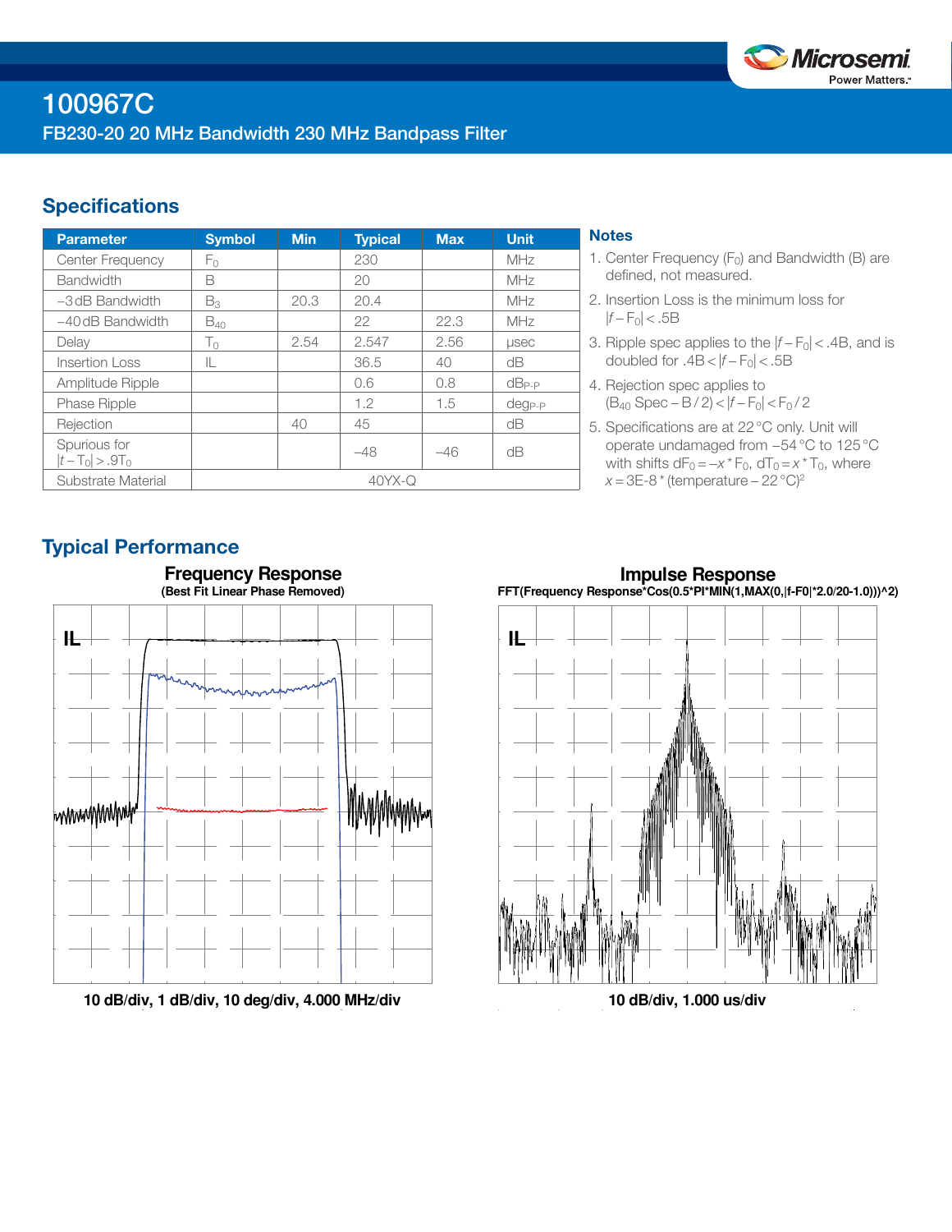# 100967C

## FB230-20 20 MHz Bandwidth 230 MHz Bandpass Filter

## Specifications

| Parameter | Symbol | Min | Typical | Max | Unit |
|---|---|---|---|---|---|
| Center Frequency | $F_0$ | | 230 | | MHz |
| Bandwidth | B | | 20 | | MHz |
| −3 dB Bandwidth | $B_3$ | 20.3 | 20.4 | | MHz |
| −40 dB Bandwidth | $B_{40}$ | | 22 | 22.3 | MHz |
| Delay | $T_0$ | 2.54 | 2.547 | 2.56 | µsec |
| Insertion Loss | IL | | 36.5 | 40 | dB |
| Amplitude Ripple | | | 0.6 | 0.8 | $dB_{P-P}$ |
| Phase Ripple | | | 1.2 | 1.5 | $deg_{P-P}$ |
| Rejection | | 40 | 45 | | dB |
| Spurious for $\lvert t-T_0 \rvert > .9T_0$ | | | −48 | −46 | dB |
| Substrate Material | 40YX-Q | | | | |

### Notes

1. Center Frequency ($F_0$) and Bandwidth (B) are defined, not measured.
2. Insertion Loss is the minimum loss for $\lvert f-F_0 \rvert < .5B$
3. Ripple spec applies to the $\lvert f-F_0 \rvert < .4B$, and is doubled for $.4B < \lvert f-F_0 \rvert < .5B$
4. Rejection spec applies to ($B_{40}$ Spec $- B/2) < \lvert f-F_0 \rvert < F_0/2$
5. Specifications are at 22 °C only. Unit will operate undamaged from −54 °C to 125 °C with shifts $dF_0 = -x * F_0$, $dT_0 = x * T_0$, where $x = 3E\text{-}8 * (\text{temperature} - 22\,°C)^2$

## Typical Performance

**Frequency Response**
(Best Fit Linear Phase Removed)

IL

10 dB/div, 1 dB/div, 10 deg/div, 4.000 MHz/div

**Impulse Response**
FFT(Frequency Response*Cos(0.5*PI*MIN(1,MAX(0,|f-F0|*2.0/20-1.0)))^2)

IL

10 dB/div, 1.000 us/div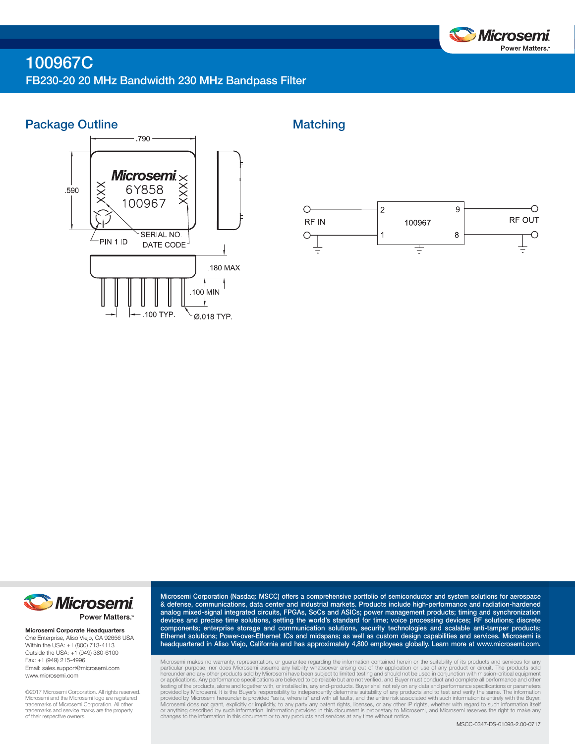# 100967C

## FB230-20 20 MHz Bandwidth 230 MHz Bandpass Filter

## Package Outline

.790

.590

Microsemi
6Y858
100967

XXX

XXX

PIN 1 ID

SERIAL NO.

DATE CODE

.180 MAX

.100 MIN

.100 TYP.

Ø.018 TYP.

## Matching

RF IN

2

1

100967

9

8

RF OUT

**Microsemi Corporate Headquarters**
One Enterprise, Aliso Viejo, CA 92656 USA
Within the USA: +1 (800) 713-4113
Outside the USA: +1 (949) 380-6100
Fax: +1 (949) 215-4996
Email: sales.support@microsemi.com
www.microsemi.com

©2017 Microsemi Corporation. All rights reserved. Microsemi and the Microsemi logo are registered trademarks of Microsemi Corporation. All other trademarks and service marks are the property of their respective owners.

Microsemi Corporation (Nasdaq: MSCC) offers a comprehensive portfolio of semiconductor and system solutions for aerospace & defense, communications, data center and industrial markets. Products include high-performance and radiation-hardened analog mixed-signal integrated circuits, FPGAs, SoCs and ASICs; power management products; timing and synchronization devices and precise time solutions, setting the world's standard for time; voice processing devices; RF solutions; discrete components; enterprise storage and communication solutions, security technologies and scalable anti-tamper products; Ethernet solutions; Power-over-Ethernet ICs and midspans; as well as custom design capabilities and services. Microsemi is headquartered in Aliso Viejo, California and has approximately 4,800 employees globally. Learn more at www.microsemi.com.

Microsemi makes no warranty, representation, or guarantee regarding the information contained herein or the suitability of its products and services for any particular purpose, nor does Microsemi assume any liability whatsoever arising out of the application or use of any product or circuit. The products sold hereunder and any other products sold by Microsemi have been subject to limited testing and should not be used in conjunction with mission-critical equipment or applications. Any performance specifications are believed to be reliable but are not verified, and Buyer must conduct and complete all performance and other testing of the products, alone and together with, or installed in, any end-products. Buyer shall not rely on any data and performance specifications or parameters provided by Microsemi. It is the Buyer's responsibility to independently determine suitability of any products and to test and verify the same. The information provided by Microsemi hereunder is provided "as is, where is" and with all faults, and the entire risk associated with such information is entirely with the Buyer. Microsemi does not grant, explicitly or implicitly, to any party any patent rights, licenses, or any other IP rights, whether with regard to such information itself or anything described by such information. Information provided in this document is proprietary to Microsemi, and Microsemi reserves the right to make any changes to the information in this document or to any products and services at any time without notice.

MSCC-0347-DS-01093-2.00-0717